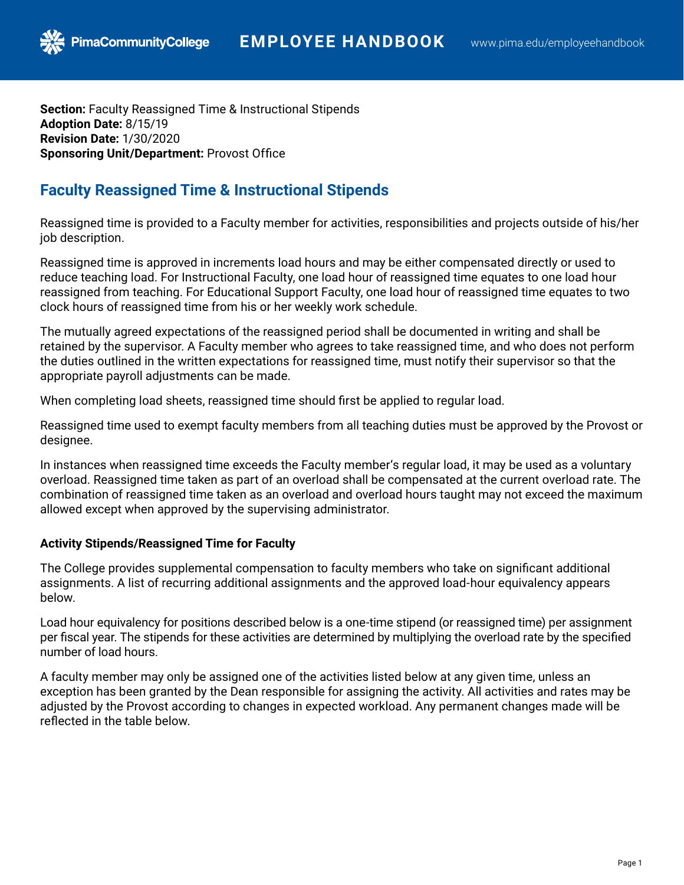**Section:** Faculty Reassigned Time & Instructional Stipends
**Adoption Date:** 8/15/19
**Revision Date:** 1/30/2020
**Sponsoring Unit/Department:** Provost Office

# Faculty Reassigned Time & Instructional Stipends

Reassigned time is provided to a Faculty member for activities, responsibilities and projects outside of his/her job description.

Reassigned time is approved in increments load hours and may be either compensated directly or used to reduce teaching load. For Instructional Faculty, one load hour of reassigned time equates to one load hour reassigned from teaching. For Educational Support Faculty, one load hour of reassigned time equates to two clock hours of reassigned time from his or her weekly work schedule.

The mutually agreed expectations of the reassigned period shall be documented in writing and shall be retained by the supervisor. A Faculty member who agrees to take reassigned time, and who does not perform the duties outlined in the written expectations for reassigned time, must notify their supervisor so that the appropriate payroll adjustments can be made.

When completing load sheets, reassigned time should first be applied to regular load.

Reassigned time used to exempt faculty members from all teaching duties must be approved by the Provost or designee.

In instances when reassigned time exceeds the Faculty member's regular load, it may be used as a voluntary overload. Reassigned time taken as part of an overload shall be compensated at the current overload rate. The combination of reassigned time taken as an overload and overload hours taught may not exceed the maximum allowed except when approved by the supervising administrator.

### Activity Stipends/Reassigned Time for Faculty

The College provides supplemental compensation to faculty members who take on significant additional assignments. A list of recurring additional assignments and the approved load-hour equivalency appears below.

Load hour equivalency for positions described below is a one-time stipend (or reassigned time) per assignment per fiscal year. The stipends for these activities are determined by multiplying the overload rate by the specified number of load hours.

A faculty member may only be assigned one of the activities listed below at any given time, unless an exception has been granted by the Dean responsible for assigning the activity. All activities and rates may be adjusted by the Provost according to changes in expected workload. Any permanent changes made will be reflected in the table below.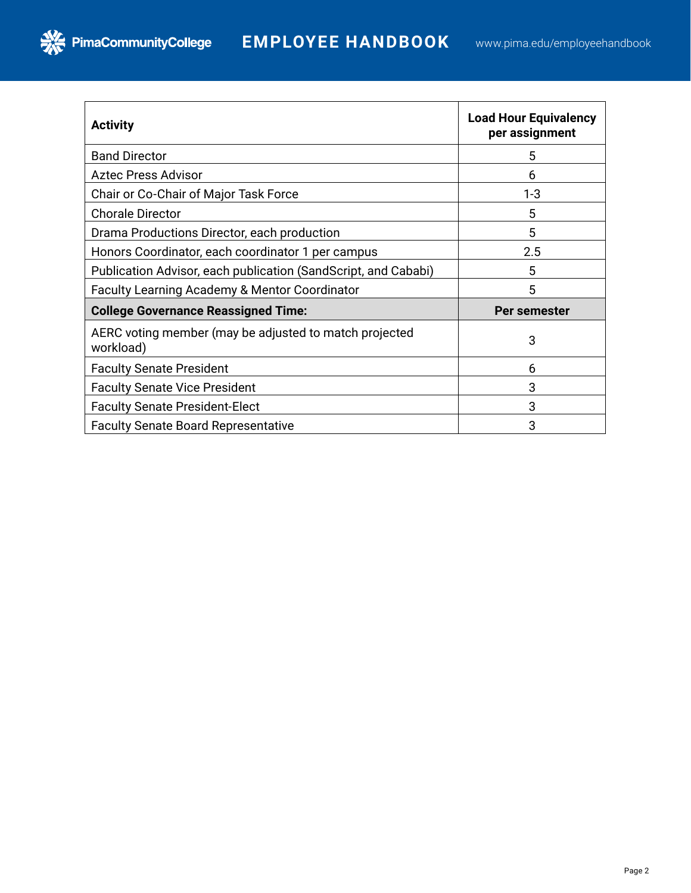| **Activity** | **Load Hour Equivalency per assignment** |
|---|---|
| Band Director | 5 |
| Aztec Press Advisor | 6 |
| Chair or Co-Chair of Major Task Force | 1-3 |
| Chorale Director | 5 |
| Drama Productions Director, each production | 5 |
| Honors Coordinator, each coordinator 1 per campus | 2.5 |
| Publication Advisor, each publication (SandScript, and Cababi) | 5 |
| Faculty Learning Academy & Mentor Coordinator | 5 |
| **College Governance Reassigned Time:** | **Per semester** |
| AERC voting member (may be adjusted to match projected workload) | 3 |
| Faculty Senate President | 6 |
| Faculty Senate Vice President | 3 |
| Faculty Senate President-Elect | 3 |
| Faculty Senate Board Representative | 3 |